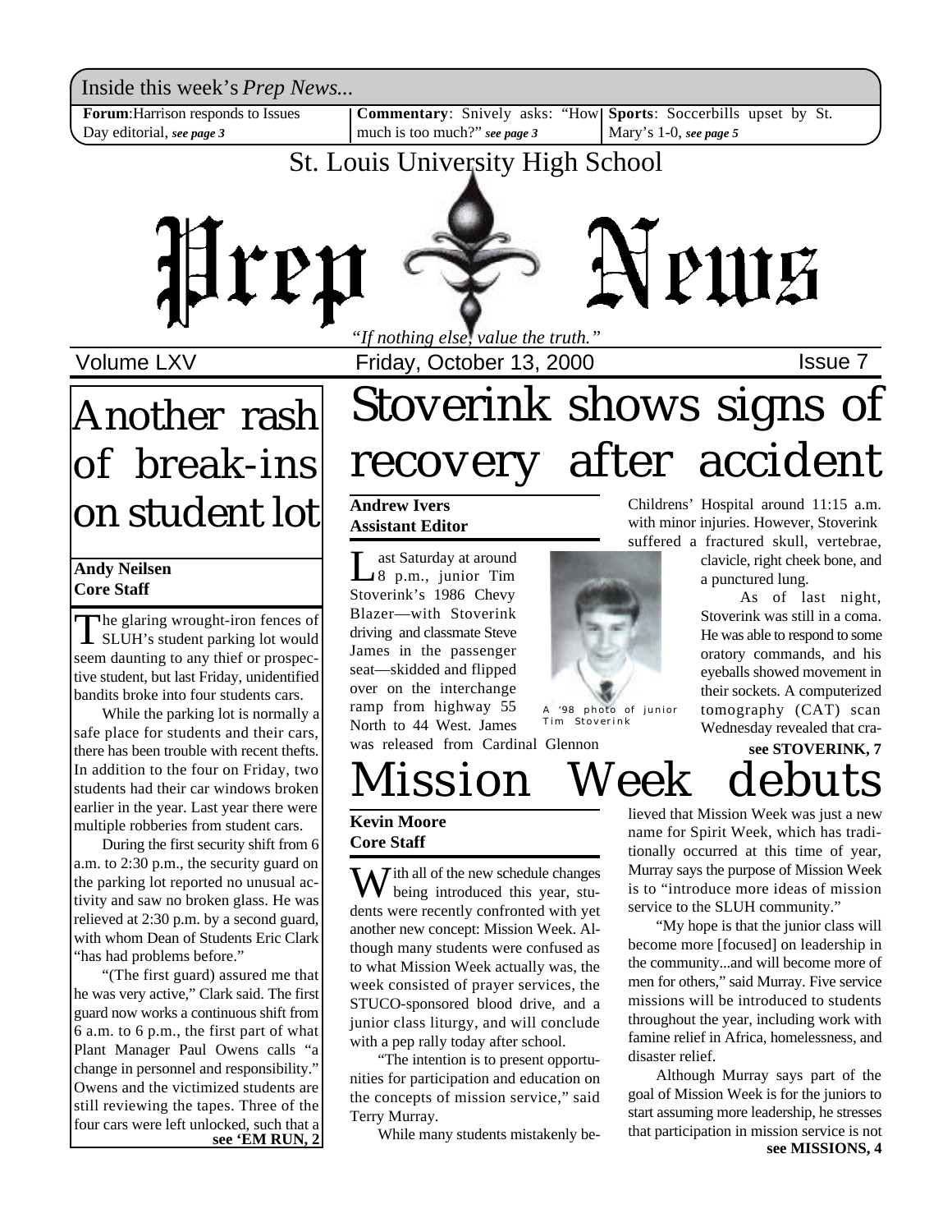Inside this week's *Prep News...*

**Forum**: Harrison responds to Issues Day editorial, *see page 3*

**Commentary**: Snively asks: "How much is too much?" *see page 3*

**Sports**: Soccerbills upset by St. Mary's 1-0, *see page 5*

St. Louis University High School

# Prep News

*"If nothing else, value the truth."*

Volume LXV | Friday, October 13, 2000 | Issue 7

# Another rash of break-ins on student lot

**Andy Neilsen**
**Core Staff**

The glaring wrought-iron fences of SLUH's student parking lot would seem daunting to any thief or prospective student, but last Friday, unidentified bandits broke into four students cars.

While the parking lot is normally a safe place for students and their cars, there has been trouble with recent thefts. In addition to the four on Friday, two students had their car windows broken earlier in the year. Last year there were multiple robberies from student cars.

During the first security shift from 6 a.m. to 2:30 p.m., the security guard on the parking lot reported no unusual activity and saw no broken glass. He was relieved at 2:30 p.m. by a second guard, with whom Dean of Students Eric Clark "has had problems before."

"(The first guard) assured me that he was very active," Clark said. The first guard now works a continuous shift from 6 a.m. to 6 p.m., the first part of what Plant Manager Paul Owens calls "a change in personnel and responsibility." Owens and the victimized students are still reviewing the tapes. Three of the four cars were left unlocked, such that a

**see 'EM RUN, 2**

# Stoverink shows signs of recovery after accident

**Andrew Ivers**
**Assistant Editor**

Last Saturday at around 8 p.m., junior Tim Stoverink's 1986 Chevy Blazer—with Stoverink driving and classmate Steve James in the passenger seat—skidded and flipped over on the interchange ramp from highway 55 North to 44 West. James was released from Cardinal Glennon Childrens' Hospital around 11:15 a.m. with minor injuries. However, Stoverink suffered a fractured skull, vertebrae, clavicle, right cheek bone, and a punctured lung.

A '98 photo of junior Tim Stoverink

As of last night, Stoverink was still in a coma. He was able to respond to some oratory commands, and his eyeballs showed movement in their sockets. A computerized tomography (CAT) scan Wednesday revealed that cra-

**see STOVERINK, 7**

# Mission Week debuts

**Kevin Moore**
**Core Staff**

With all of the new schedule changes being introduced this year, students were recently confronted with yet another new concept: Mission Week. Although many students were confused as to what Mission Week actually was, the week consisted of prayer services, the STUCO-sponsored blood drive, and a junior class liturgy, and will conclude with a pep rally today after school.

"The intention is to present opportunities for participation and education on the concepts of mission service," said Terry Murray.

While many students mistakenly believed that Mission Week was just a new name for Spirit Week, which has traditionally occurred at this time of year, Murray says the purpose of Mission Week is to "introduce more ideas of mission service to the SLUH community."

"My hope is that the junior class will become more [focused] on leadership in the community...and will become more of men for others," said Murray. Five service missions will be introduced to students throughout the year, including work with famine relief in Africa, homelessness, and disaster relief.

Although Murray says part of the goal of Mission Week is for the juniors to start assuming more leadership, he stresses that participation in mission service is not

**see MISSIONS, 4**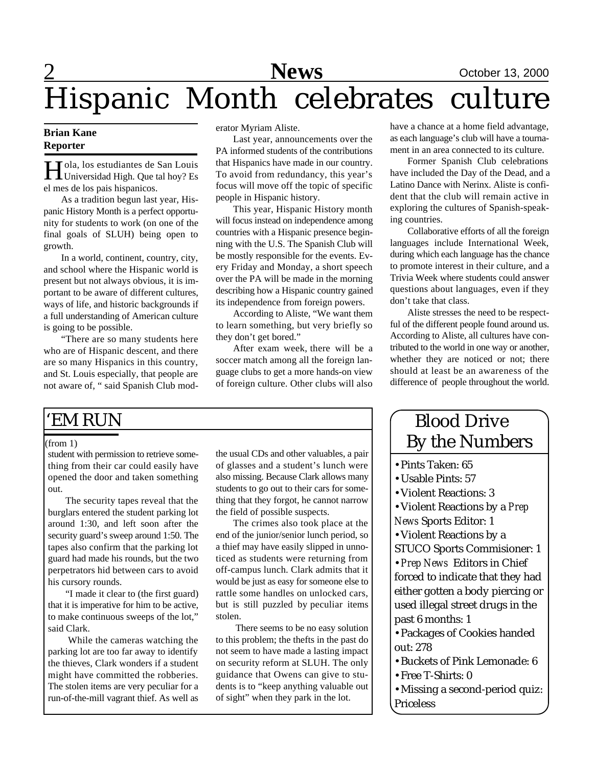# Hispanic Month celebrates culture

**Brian Kane**
**Reporter**

Hola, los estudiantes de San Louis Universidad High. Que tal hoy? Es el mes de los pais hispanicos.

As a tradition begun last year, Hispanic History Month is a perfect opportunity for students to work (on one of the final goals of SLUH) being open to growth.

In a world, continent, country, city, and school where the Hispanic world is present but not always obvious, it is important to be aware of different cultures, ways of life, and historic backgrounds if a full understanding of American culture is going to be possible.

"There are so many students here who are of Hispanic descent, and there are so many Hispanics in this country, and St. Louis especially, that people are not aware of, " said Spanish Club moderator Myriam Aliste.

Last year, announcements over the PA informed students of the contributions that Hispanics have made in our country. To avoid from redundancy, this year's focus will move off the topic of specific people in Hispanic history.

This year, Hispanic History month will focus instead on independence among countries with a Hispanic presence beginning with the U.S. The Spanish Club will be mostly responsible for the events. Every Friday and Monday, a short speech over the PA will be made in the morning describing how a Hispanic country gained its independence from foreign powers.

According to Aliste, "We want them to learn something, but very briefly so they don't get bored."

After exam week, there will be a soccer match among all the foreign language clubs to get a more hands-on view of foreign culture. Other clubs will also have a chance at a home field advantage, as each language's club will have a tournament in an area connected to its culture.

Former Spanish Club celebrations have included the Day of the Dead, and a Latino Dance with Nerinx. Aliste is confident that the club will remain active in exploring the cultures of Spanish-speaking countries.

Collaborative efforts of all the foreign languages include International Week, during which each language has the chance to promote interest in their culture, and a Trivia Week where students could answer questions about languages, even if they don't take that class.

Aliste stresses the need to be respectful of the different people found around us. According to Aliste, all cultures have contributed to the world in one way or another, whether they are noticed or not; there should at least be an awareness of the difference of people throughout the world.

## 'EM RUN

(from 1)

student with permission to retrieve something from their car could easily have opened the door and taken something out.

The security tapes reveal that the burglars entered the student parking lot around 1:30, and left soon after the security guard's sweep around 1:50. The tapes also confirm that the parking lot guard had made his rounds, but the two perpetrators hid between cars to avoid his cursory rounds.

"I made it clear to (the first guard) that it is imperative for him to be active, to make continuous sweeps of the lot," said Clark.

While the cameras watching the parking lot are too far away to identify the thieves, Clark wonders if a student might have committed the robberies. The stolen items are very peculiar for a run-of-the-mill vagrant thief. As well as the usual CDs and other valuables, a pair of glasses and a student's lunch were also missing. Because Clark allows many students to go out to their cars for something that they forgot, he cannot narrow the field of possible suspects.

The crimes also took place at the end of the junior/senior lunch period, so a thief may have easily slipped in unnoticed as students were returning from off-campus lunch. Clark admits that it would be just as easy for someone else to rattle some handles on unlocked cars, but is still puzzled by peculiar items stolen.

There seems to be no easy solution to this problem; the thefts in the past do not seem to have made a lasting impact on security reform at SLUH. The only guidance that Owens can give to students is to "keep anything valuable out of sight" when they park in the lot.

## Blood Drive By the Numbers

- Pints Taken: 65
- Usable Pints: 57
- Violent Reactions: 3
- Violent Reactions by a *Prep News* Sports Editor: 1
- Violent Reactions by a STUCO Sports Commisioner: 1
- *Prep News* Editors in Chief forced to indicate that they had either gotten a body piercing or used illegal street drugs in the past 6 months: 1
- Packages of Cookies handed out: 278
- Buckets of Pink Lemonade: 6
- Free T-Shirts: 0
- Missing a second-period quiz: Priceless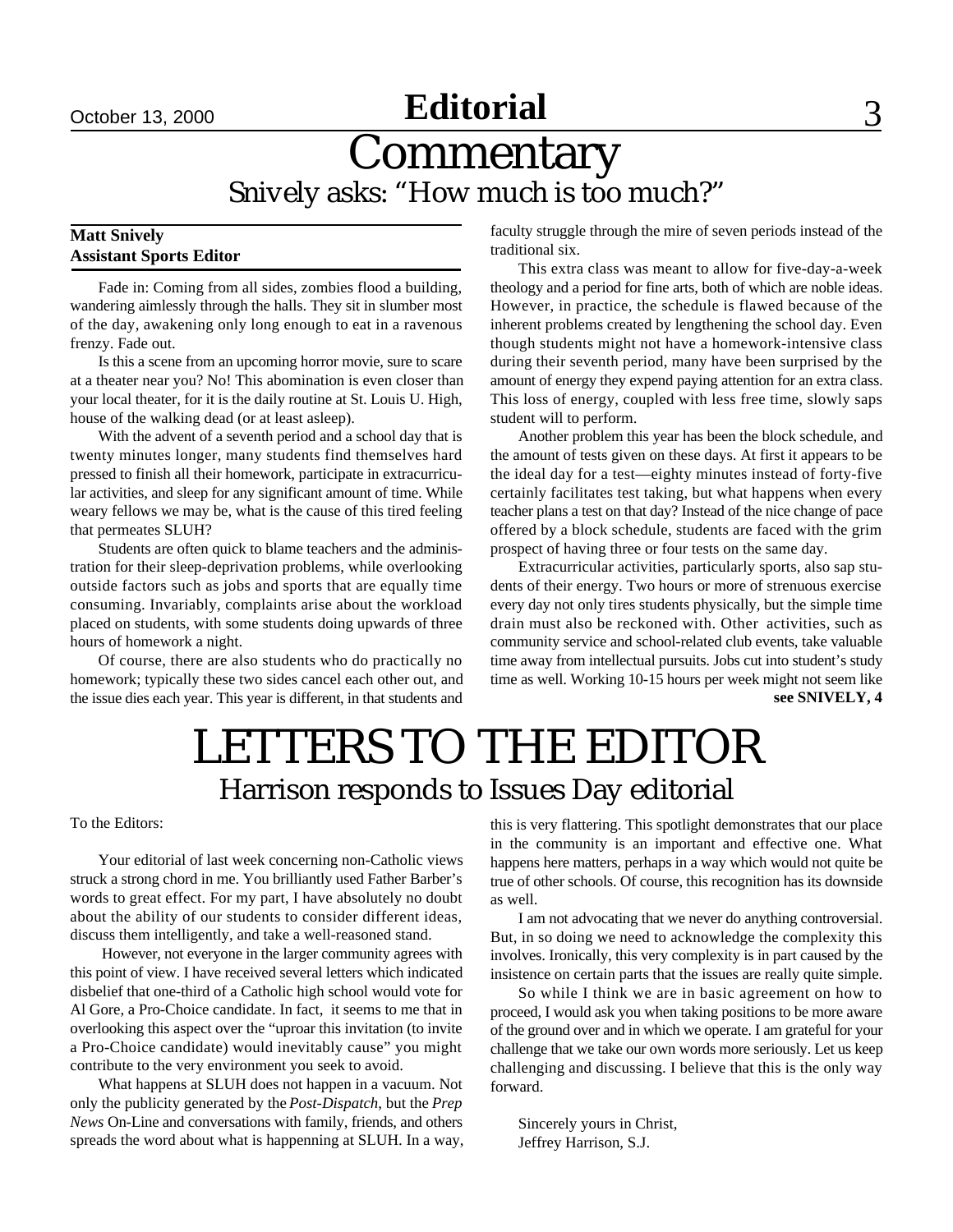# Editorial

# Commentary

## Snively asks: "How much is too much?"

**Matt Snively**
**Assistant Sports Editor**

Fade in: Coming from all sides, zombies flood a building, wandering aimlessly through the halls. They sit in slumber most of the day, awakening only long enough to eat in a ravenous frenzy. Fade out.

Is this a scene from an upcoming horror movie, sure to scare at a theater near you? No! This abomination is even closer than your local theater, for it is the daily routine at St. Louis U. High, house of the walking dead (or at least asleep).

With the advent of a seventh period and a school day that is twenty minutes longer, many students find themselves hard pressed to finish all their homework, participate in extracurricular activities, and sleep for any significant amount of time. While weary fellows we may be, what is the cause of this tired feeling that permeates SLUH?

Students are often quick to blame teachers and the administration for their sleep-deprivation problems, while overlooking outside factors such as jobs and sports that are equally time consuming. Invariably, complaints arise about the workload placed on students, with some students doing upwards of three hours of homework a night.

Of course, there are also students who do practically no homework; typically these two sides cancel each other out, and the issue dies each year. This year is different, in that students and faculty struggle through the mire of seven periods instead of the traditional six.

This extra class was meant to allow for five-day-a-week theology and a period for fine arts, both of which are noble ideas. However, in practice, the schedule is flawed because of the inherent problems created by lengthening the school day. Even though students might not have a homework-intensive class during their seventh period, many have been surprised by the amount of energy they expend paying attention for an extra class. This loss of energy, coupled with less free time, slowly saps student will to perform.

Another problem this year has been the block schedule, and the amount of tests given on these days. At first it appears to be the ideal day for a test—eighty minutes instead of forty-five certainly facilitates test taking, but what happens when every teacher plans a test on that day? Instead of the nice change of pace offered by a block schedule, students are faced with the grim prospect of having three or four tests on the same day.

Extracurricular activities, particularly sports, also sap students of their energy. Two hours or more of strenuous exercise every day not only tires students physically, but the simple time drain must also be reckoned with. Other activities, such as community service and school-related club events, take valuable time away from intellectual pursuits. Jobs cut into student's study time as well. Working 10-15 hours per week might not seem like

**see SNIVELY, 4**

# LETTERS TO THE EDITOR

## Harrison responds to Issues Day editorial

To the Editors:

Your editorial of last week concerning non-Catholic views struck a strong chord in me. You brilliantly used Father Barber's words to great effect. For my part, I have absolutely no doubt about the ability of our students to consider different ideas, discuss them intelligently, and take a well-reasoned stand.

However, not everyone in the larger community agrees with this point of view. I have received several letters which indicated disbelief that one-third of a Catholic high school would vote for Al Gore, a Pro-Choice candidate. In fact, it seems to me that in overlooking this aspect over the "uproar this invitation (to invite a Pro-Choice candidate) would inevitably cause" you might contribute to the very environment you seek to avoid.

What happens at SLUH does not happen in a vacuum. Not only the publicity generated by the *Post-Dispatch*, but the *Prep News* On-Line and conversations with family, friends, and others spreads the word about what is happenning at SLUH. In a way, this is very flattering. This spotlight demonstrates that our place in the community is an important and effective one. What happens here matters, perhaps in a way which would not quite be true of other schools. Of course, this recognition has its downside as well.

I am not advocating that we never do anything controversial. But, in so doing we need to acknowledge the complexity this involves. Ironically, this very complexity is in part caused by the insistence on certain parts that the issues are really quite simple.

So while I think we are in basic agreement on how to proceed, I would ask you when taking positions to be more aware of the ground over and in which we operate. I am grateful for your challenge that we take our own words more seriously. Let us keep challenging and discussing. I believe that this is the only way forward.

Sincerely yours in Christ,
Jeffrey Harrison, S.J.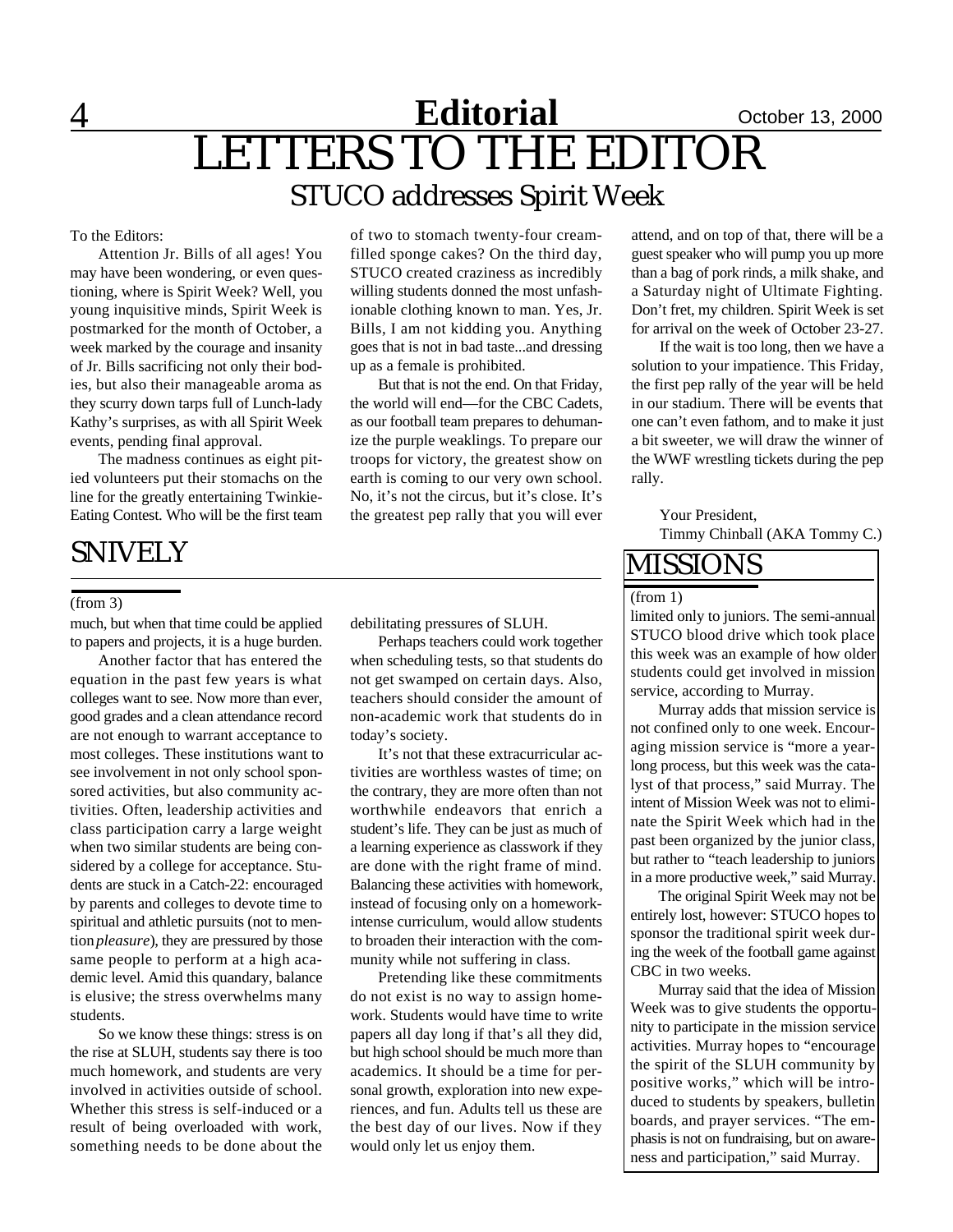# Editorial

# LETTERS TO THE EDITOR

## STUCO addresses Spirit Week

To the Editors:

Attention Jr. Bills of all ages! You may have been wondering, or even questioning, where is Spirit Week? Well, you young inquisitive minds, Spirit Week is postmarked for the month of October, a week marked by the courage and insanity of Jr. Bills sacrificing not only their bodies, but also their manageable aroma as they scurry down tarps full of Lunch-lady Kathy's surprises, as with all Spirit Week events, pending final approval.

The madness continues as eight pitied volunteers put their stomachs on the line for the greatly entertaining Twinkie-Eating Contest. Who will be the first team of two to stomach twenty-four cream-filled sponge cakes? On the third day, STUCO created craziness as incredibly willing students donned the most unfashionable clothing known to man. Yes, Jr. Bills, I am not kidding you. Anything goes that is not in bad taste...and dressing up as a female is prohibited.

But that is not the end. On that Friday, the world will end—for the CBC Cadets, as our football team prepares to dehumanize the purple weaklings. To prepare our troops for victory, the greatest show on earth is coming to our very own school. No, it's not the circus, but it's close. It's the greatest pep rally that you will ever attend, and on top of that, there will be a guest speaker who will pump you up more than a bag of pork rinds, a milk shake, and a Saturday night of Ultimate Fighting. Don't fret, my children. Spirit Week is set for arrival on the week of October 23-27.

If the wait is too long, then we have a solution to your impatience. This Friday, the first pep rally of the year will be held in our stadium. There will be events that one can't even fathom, and to make it just a bit sweeter, we will draw the winner of the WWF wrestling tickets during the pep rally.

Your President,
Timmy Chinball (AKA Tommy C.)

## SNIVELY

(from 3)

much, but when that time could be applied to papers and projects, it is a huge burden.

Another factor that has entered the equation in the past few years is what colleges want to see. Now more than ever, good grades and a clean attendance record are not enough to warrant acceptance to most colleges. These institutions want to see involvement in not only school sponsored activities, but also community activities. Often, leadership activities and class participation carry a large weight when two similar students are being considered by a college for acceptance. Students are stuck in a Catch-22: encouraged by parents and colleges to devote time to spiritual and athletic pursuits (not to mention *pleasure*), they are pressured by those same people to perform at a high academic level. Amid this quandary, balance is elusive; the stress overwhelms many students.

So we know these things: stress is on the rise at SLUH, students say there is too much homework, and students are very involved in activities outside of school. Whether this stress is self-induced or a result of being overloaded with work, something needs to be done about the debilitating pressures of SLUH.

Perhaps teachers could work together when scheduling tests, so that students do not get swamped on certain days. Also, teachers should consider the amount of non-academic work that students do in today's society.

It's not that these extracurricular activities are worthless wastes of time; on the contrary, they are more often than not worthwhile endeavors that enrich a student's life. They can be just as much of a learning experience as classwork if they are done with the right frame of mind. Balancing these activities with homework, instead of focusing only on a homework-intense curriculum, would allow students to broaden their interaction with the community while not suffering in class.

Pretending like these commitments do not exist is no way to assign homework. Students would have time to write papers all day long if that's all they did, but high school should be much more than academics. It should be a time for personal growth, exploration into new experiences, and fun. Adults tell us these are the best day of our lives. Now if they would only let us enjoy them.

## MISSIONS

(from 1)

limited only to juniors. The semi-annual STUCO blood drive which took place this week was an example of how older students could get involved in mission service, according to Murray.

Murray adds that mission service is not confined only to one week. Encouraging mission service is "more a year-long process, but this week was the catalyst of that process," said Murray. The intent of Mission Week was not to eliminate the Spirit Week which had in the past been organized by the junior class, but rather to "teach leadership to juniors in a more productive week," said Murray.

The original Spirit Week may not be entirely lost, however: STUCO hopes to sponsor the traditional spirit week during the week of the football game against CBC in two weeks.

Murray said that the idea of Mission Week was to give students the opportunity to participate in the mission service activities. Murray hopes to "encourage the spirit of the SLUH community by positive works," which will be introduced to students by speakers, bulletin boards, and prayer services. "The emphasis is not on fundraising, but on awareness and participation," said Murray.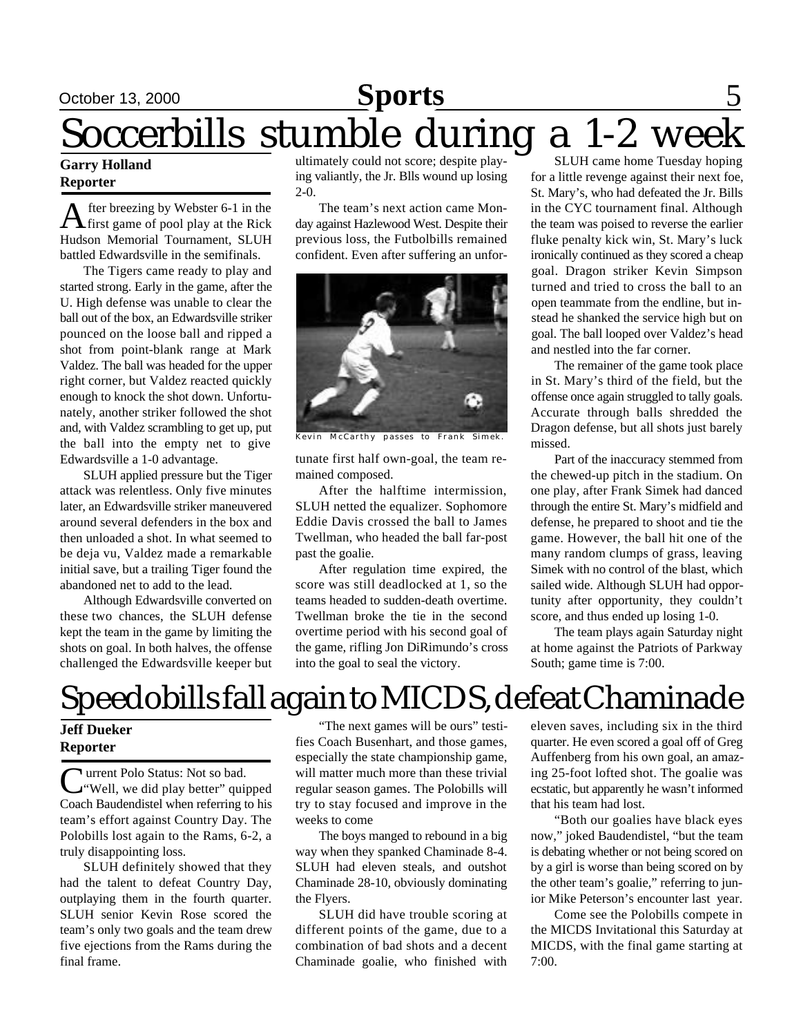# Soccerbills stumble during a 1-2 week

**Garry Holland**
**Reporter**

After breezing by Webster 6-1 in the first game of pool play at the Rick Hudson Memorial Tournament, SLUH battled Edwardsville in the semifinals.

The Tigers came ready to play and started strong. Early in the game, after the U. High defense was unable to clear the ball out of the box, an Edwardsville striker pounced on the loose ball and ripped a shot from point-blank range at Mark Valdez. The ball was headed for the upper right corner, but Valdez reacted quickly enough to knock the shot down. Unfortunately, another striker followed the shot and, with Valdez scrambling to get up, put the ball into the empty net to give Edwardsville a 1-0 advantage.

SLUH applied pressure but the Tiger attack was relentless. Only five minutes later, an Edwardsville striker maneuvered around several defenders in the box and then unloaded a shot. In what seemed to be deja vu, Valdez made a remarkable initial save, but a trailing Tiger found the abandoned net to add to the lead.

Although Edwardsville converted on these two chances, the SLUH defense kept the team in the game by limiting the shots on goal. In both halves, the offense challenged the Edwardsville keeper but ultimately could not score; despite playing valiantly, the Jr. Blls wound up losing 2-0.

The team's next action came Monday against Hazlewood West. Despite their previous loss, the Futbolbills remained confident. Even after suffering an unfortunate first half own-goal, the team remained composed.

Kevin McCarthy passes to Frank Simek.

After the halftime intermission, SLUH netted the equalizer. Sophomore Eddie Davis crossed the ball to James Twellman, who headed the ball far-post past the goalie.

After regulation time expired, the score was still deadlocked at 1, so the teams headed to sudden-death overtime. Twellman broke the tie in the second overtime period with his second goal of the game, rifling Jon DiRimundo's cross into the goal to seal the victory.

SLUH came home Tuesday hoping for a little revenge against their next foe, St. Mary's, who had defeated the Jr. Bills in the CYC tournament final. Although the team was poised to reverse the earlier fluke penalty kick win, St. Mary's luck ironically continued as they scored a cheap goal. Dragon striker Kevin Simpson turned and tried to cross the ball to an open teammate from the endline, but instead he shanked the service high but on goal. The ball looped over Valdez's head and nestled into the far corner.

The remainer of the game took place in St. Mary's third of the field, but the offense once again struggled to tally goals. Accurate through balls shredded the Dragon defense, but all shots just barely missed.

Part of the inaccuracy stemmed from the chewed-up pitch in the stadium. On one play, after Frank Simek had danced through the entire St. Mary's midfield and defense, he prepared to shoot and tie the game. However, the ball hit one of the many random clumps of grass, leaving Simek with no control of the blast, which sailed wide. Although SLUH had opportunity after opportunity, they couldn't score, and thus ended up losing 1-0.

The team plays again Saturday night at home against the Patriots of Parkway South; game time is 7:00.

# Speedobills fall again to MICDS, defeat Chaminade

**Jeff Dueker**
**Reporter**

Current Polo Status: Not so bad.

"Well, we did play better" quipped Coach Baudendistel when referring to his team's effort against Country Day. The Polobills lost again to the Rams, 6-2, a truly disappointing loss.

SLUH definitely showed that they had the talent to defeat Country Day, outplaying them in the fourth quarter. SLUH senior Kevin Rose scored the team's only two goals and the team drew five ejections from the Rams during the final frame.

"The next games will be ours" testifies Coach Busenhart, and those games, especially the state championship game, will matter much more than these trivial regular season games. The Polobills will try to stay focused and improve in the weeks to come

The boys manged to rebound in a big way when they spanked Chaminade 8-4. SLUH had eleven steals, and outshot Chaminade 28-10, obviously dominating the Flyers.

SLUH did have trouble scoring at different points of the game, due to a combination of bad shots and a decent Chaminade goalie, who finished with eleven saves, including six in the third quarter. He even scored a goal off of Greg Auffenberg from his own goal, an amazing 25-foot lofted shot. The goalie was ecstatic, but apparently he wasn't informed that his team had lost.

"Both our goalies have black eyes now," joked Baudendistel, "but the team is debating whether or not being scored on by a girl is worse than being scored on by the other team's goalie," referring to junior Mike Peterson's encounter last year.

Come see the Polobills compete in the MICDS Invitational this Saturday at MICDS, with the final game starting at 7:00.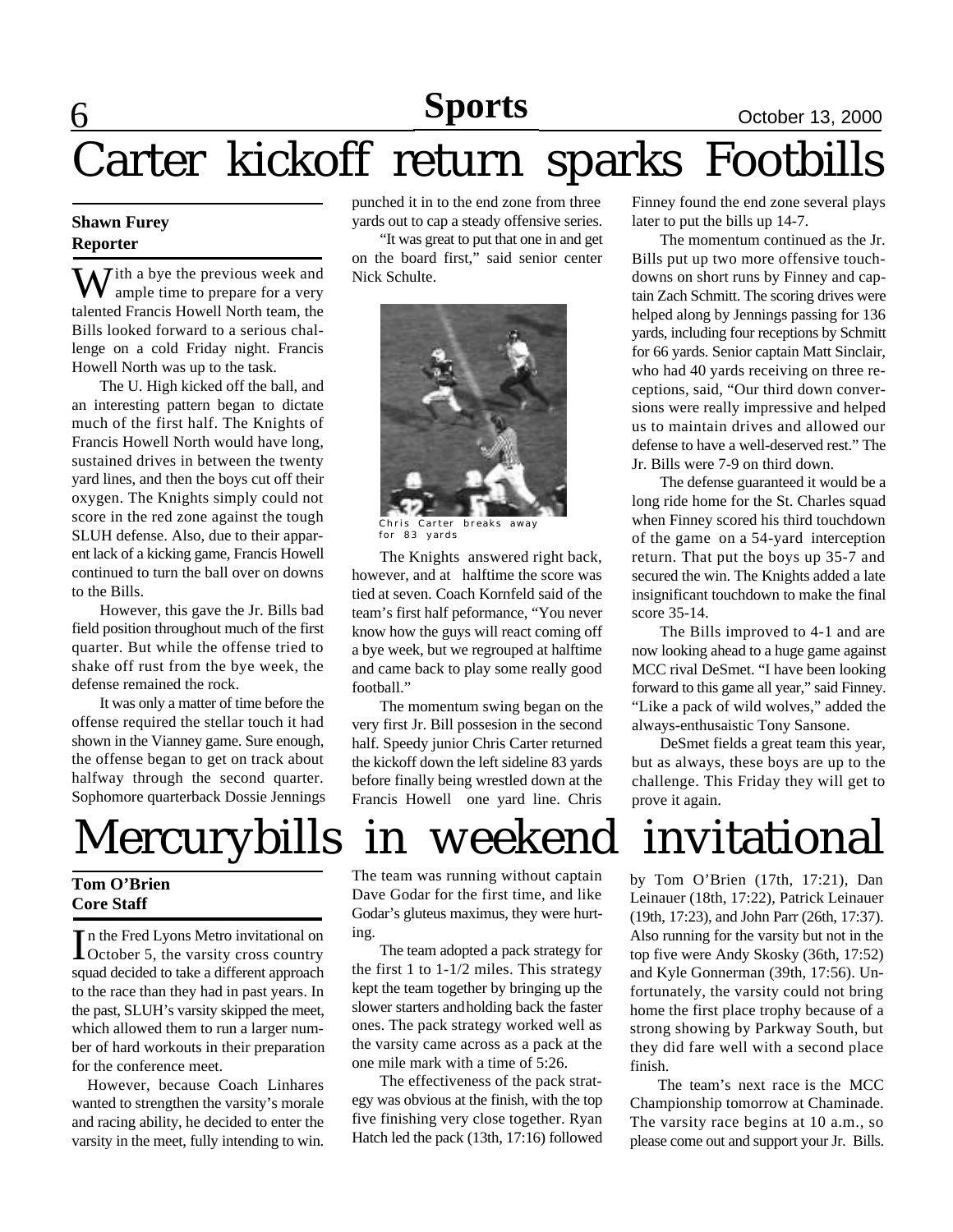# Carter kickoff return sparks Footbills

**Shawn Furey**
**Reporter**

With a bye the previous week and ample time to prepare for a very talented Francis Howell North team, the Bills looked forward to a serious challenge on a cold Friday night. Francis Howell North was up to the task.

The U. High kicked off the ball, and an interesting pattern began to dictate much of the first half. The Knights of Francis Howell North would have long, sustained drives in between the twenty yard lines, and then the boys cut off their oxygen. The Knights simply could not score in the red zone against the tough SLUH defense. Also, due to their apparent lack of a kicking game, Francis Howell continued to turn the ball over on downs to the Bills.

However, this gave the Jr. Bills bad field position throughout much of the first quarter. But while the offense tried to shake off rust from the bye week, the defense remained the rock.

It was only a matter of time before the offense required the stellar touch it had shown in the Vianney game. Sure enough, the offense began to get on track about halfway through the second quarter. Sophomore quarterback Dossie Jennings punched it in to the end zone from three yards out to cap a steady offensive series.

"It was great to put that one in and get on the board first," said senior center Nick Schulte.

Chris Carter breaks away for 83 yards

The Knights answered right back, however, and at halftime the score was tied at seven. Coach Kornfeld said of the team's first half peformance, "You never know how the guys will react coming off a bye week, but we regrouped at halftime and came back to play some really good football."

The momentum swing began on the very first Jr. Bill possesion in the second half. Speedy junior Chris Carter returned the kickoff down the left sideline 83 yards before finally being wrestled down at the Francis Howell one yard line. Chris Finney found the end zone several plays later to put the bills up 14-7.

The momentum continued as the Jr. Bills put up two more offensive touchdowns on short runs by Finney and captain Zach Schmitt. The scoring drives were helped along by Jennings passing for 136 yards, including four receptions by Schmitt for 66 yards. Senior captain Matt Sinclair, who had 40 yards receiving on three receptions, said, "Our third down conversions were really impressive and helped us to maintain drives and allowed our defense to have a well-deserved rest." The Jr. Bills were 7-9 on third down.

The defense guaranteed it would be a long ride home for the St. Charles squad when Finney scored his third touchdown of the game on a 54-yard interception return. That put the boys up 35-7 and secured the win. The Knights added a late insignificant touchdown to make the final score 35-14.

The Bills improved to 4-1 and are now looking ahead to a huge game against MCC rival DeSmet. "I have been looking forward to this game all year," said Finney. "Like a pack of wild wolves," added the always-enthusaistic Tony Sansone.

DeSmet fields a great team this year, but as always, these boys are up to the challenge. This Friday they will get to prove it again.

# Mercurybills in weekend invitational

**Tom O'Brien**
**Core Staff**

In the Fred Lyons Metro invitational on October 5, the varsity cross country squad decided to take a different approach to the race than they had in past years. In the past, SLUH's varsity skipped the meet, which allowed them to run a larger number of hard workouts in their preparation for the conference meet.

However, because Coach Linhares wanted to strengthen the varsity's morale and racing ability, he decided to enter the varsity in the meet, fully intending to win. The team was running without captain Dave Godar for the first time, and like Godar's gluteus maximus, they were hurting.

The team adopted a pack strategy for the first 1 to 1-1/2 miles. This strategy kept the team together by bringing up the slower starters andholding back the faster ones. The pack strategy worked well as the varsity came across as a pack at the one mile mark with a time of 5:26.

The effectiveness of the pack strategy was obvious at the finish, with the top five finishing very close together. Ryan Hatch led the pack (13th, 17:16) followed by Tom O'Brien (17th, 17:21), Dan Leinauer (18th, 17:22), Patrick Leinauer (19th, 17:23), and John Parr (26th, 17:37). Also running for the varsity but not in the top five were Andy Skosky (36th, 17:52) and Kyle Gonnerman (39th, 17:56). Unfortunately, the varsity could not bring home the first place trophy because of a strong showing by Parkway South, but they did fare well with a second place finish.

The team's next race is the MCC Championship tomorrow at Chaminade. The varsity race begins at 10 a.m., so please come out and support your Jr. Bills.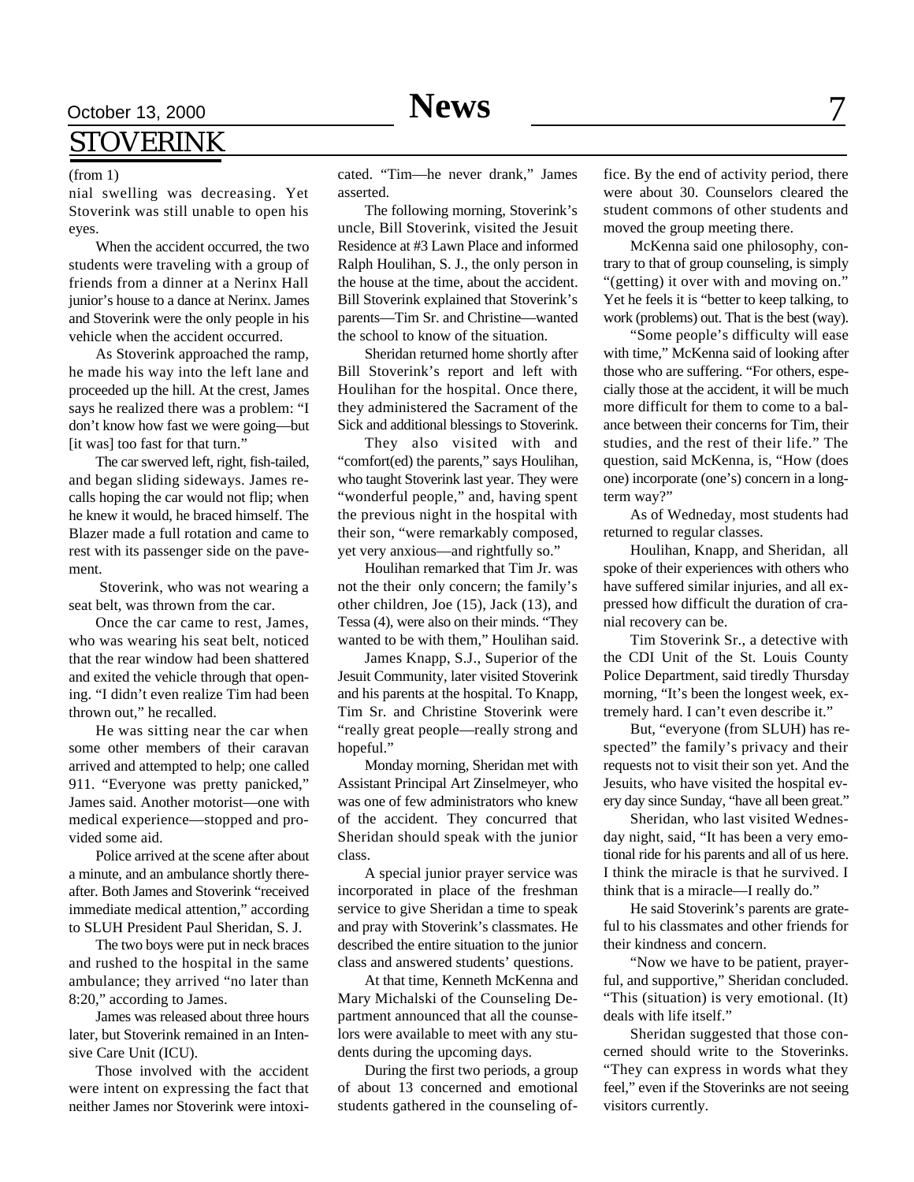# STOVERINK

(from 1)

nial swelling was decreasing. Yet Stoverink was still unable to open his eyes.

When the accident occurred, the two students were traveling with a group of friends from a dinner at a Nerinx Hall junior's house to a dance at Nerinx. James and Stoverink were the only people in his vehicle when the accident occurred.

As Stoverink approached the ramp, he made his way into the left lane and proceeded up the hill. At the crest, James says he realized there was a problem: "I don't know how fast we were going—but [it was] too fast for that turn."

The car swerved left, right, fish-tailed, and began sliding sideways. James recalls hoping the car would not flip; when he knew it would, he braced himself. The Blazer made a full rotation and came to rest with its passenger side on the pavement.

Stoverink, who was not wearing a seat belt, was thrown from the car.

Once the car came to rest, James, who was wearing his seat belt, noticed that the rear window had been shattered and exited the vehicle through that opening. "I didn't even realize Tim had been thrown out," he recalled.

He was sitting near the car when some other members of their caravan arrived and attempted to help; one called 911. "Everyone was pretty panicked," James said. Another motorist—one with medical experience—stopped and provided some aid.

Police arrived at the scene after about a minute, and an ambulance shortly thereafter. Both James and Stoverink "received immediate medical attention," according to SLUH President Paul Sheridan, S. J.

The two boys were put in neck braces and rushed to the hospital in the same ambulance; they arrived "no later than 8:20," according to James.

James was released about three hours later, but Stoverink remained in an Intensive Care Unit (ICU).

Those involved with the accident were intent on expressing the fact that neither James nor Stoverink were intoxicated. "Tim—he never drank," James asserted.

The following morning, Stoverink's uncle, Bill Stoverink, visited the Jesuit Residence at #3 Lawn Place and informed Ralph Houlihan, S. J., the only person in the house at the time, about the accident. Bill Stoverink explained that Stoverink's parents—Tim Sr. and Christine—wanted the school to know of the situation.

Sheridan returned home shortly after Bill Stoverink's report and left with Houlihan for the hospital. Once there, they administered the Sacrament of the Sick and additional blessings to Stoverink.

They also visited with and "comfort(ed) the parents," says Houlihan, who taught Stoverink last year. They were "wonderful people," and, having spent the previous night in the hospital with their son, "were remarkably composed, yet very anxious—and rightfully so."

Houlihan remarked that Tim Jr. was not the their only concern; the family's other children, Joe (15), Jack (13), and Tessa (4), were also on their minds. "They wanted to be with them," Houlihan said.

James Knapp, S.J., Superior of the Jesuit Community, later visited Stoverink and his parents at the hospital. To Knapp, Tim Sr. and Christine Stoverink were "really great people—really strong and hopeful."

Monday morning, Sheridan met with Assistant Principal Art Zinselmeyer, who was one of few administrators who knew of the accident. They concurred that Sheridan should speak with the junior class.

A special junior prayer service was incorporated in place of the freshman service to give Sheridan a time to speak and pray with Stoverink's classmates. He described the entire situation to the junior class and answered students' questions.

At that time, Kenneth McKenna and Mary Michalski of the Counseling Department announced that all the counselors were available to meet with any students during the upcoming days.

During the first two periods, a group of about 13 concerned and emotional students gathered in the counseling office. By the end of activity period, there were about 30. Counselors cleared the student commons of other students and moved the group meeting there.

McKenna said one philosophy, contrary to that of group counseling, is simply "(getting) it over with and moving on." Yet he feels it is "better to keep talking, to work (problems) out. That is the best (way).

"Some people's difficulty will ease with time," McKenna said of looking after those who are suffering. "For others, especially those at the accident, it will be much more difficult for them to come to a balance between their concerns for Tim, their studies, and the rest of their life." The question, said McKenna, is, "How (does one) incorporate (one's) concern in a long-term way?"

As of Wedneday, most students had returned to regular classes.

Houlihan, Knapp, and Sheridan, all spoke of their experiences with others who have suffered similar injuries, and all expressed how difficult the duration of cranial recovery can be.

Tim Stoverink Sr., a detective with the CDI Unit of the St. Louis County Police Department, said tiredly Thursday morning, "It's been the longest week, extremely hard. I can't even describe it."

But, "everyone (from SLUH) has respected" the family's privacy and their requests not to visit their son yet. And the Jesuits, who have visited the hospital every day since Sunday, "have all been great."

Sheridan, who last visited Wednesday night, said, "It has been a very emotional ride for his parents and all of us here. I think the miracle is that he survived. I think that is a miracle—I really do."

He said Stoverink's parents are grateful to his classmates and other friends for their kindness and concern.

"Now we have to be patient, prayerful, and supportive," Sheridan concluded. "This (situation) is very emotional. (It) deals with life itself."

Sheridan suggested that those concerned should write to the Stoverinks. "They can express in words what they feel," even if the Stoverinks are not seeing visitors currently.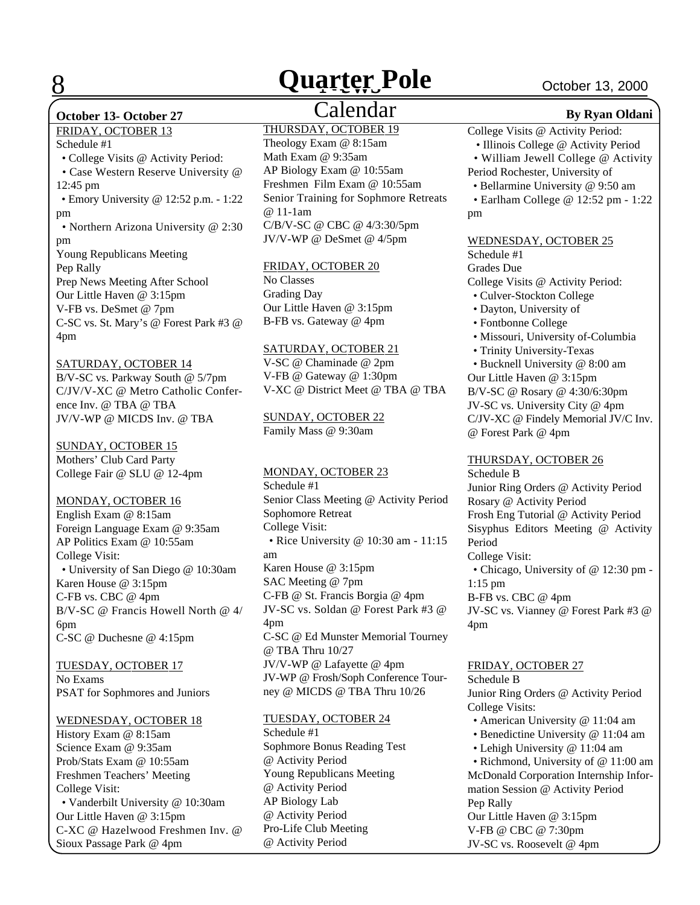# Calendar

**October 13- October 27**

**By Ryan Oldani**

FRIDAY, OCTOBER 13
Schedule #1
- College Visits @ Activity Period:
- Case Western Reserve University @ 12:45 pm
- Emory University @ 12:52 p.m. - 1:22 pm
- Northern Arizona University @ 2:30 pm

Young Republicans Meeting
Pep Rally
Prep News Meeting After School
Our Little Haven @ 3:15pm
V-FB vs. DeSmet @ 7pm
C-SC vs. St. Mary's @ Forest Park #3 @ 4pm

SATURDAY, OCTOBER 14
B/V-SC vs. Parkway South @ 5/7pm
C/JV/V-XC @ Metro Catholic Conference Inv. @ TBA @ TBA
JV/V-WP @ MICDS Inv. @ TBA

SUNDAY, OCTOBER 15
Mothers' Club Card Party
College Fair @ SLU @ 12-4pm

MONDAY, OCTOBER 16
English Exam @ 8:15am
Foreign Language Exam @ 9:35am
AP Politics Exam @ 10:55am
College Visit:
- University of San Diego @ 10:30am

Karen House @ 3:15pm
C-FB vs. CBC @ 4pm
B/V-SC @ Francis Howell North @ 4/6pm
C-SC @ Duchesne @ 4:15pm

TUESDAY, OCTOBER 17
No Exams
PSAT for Sophmores and Juniors

WEDNESDAY, OCTOBER 18
History Exam @ 8:15am
Science Exam @ 9:35am
Prob/Stats Exam @ 10:55am
Freshmen Teachers' Meeting
College Visit:
- Vanderbilt University @ 10:30am

Our Little Haven @ 3:15pm
C-XC @ Hazelwood Freshmen Inv. @ Sioux Passage Park @ 4pm

THURSDAY, OCTOBER 19
Theology Exam @ 8:15am
Math Exam @ 9:35am
AP Biology Exam @ 10:55am
Freshmen Film Exam @ 10:55am
Senior Training for Sophmore Retreats @ 11-1am
C/B/V-SC @ CBC @ 4/3:30/5pm
JV/V-WP @ DeSmet @ 4/5pm

FRIDAY, OCTOBER 20
No Classes
Grading Day
Our Little Haven @ 3:15pm
B-FB vs. Gateway @ 4pm

SATURDAY, OCTOBER 21
V-SC @ Chaminade @ 2pm
V-FB @ Gateway @ 1:30pm
V-XC @ District Meet @ TBA @ TBA

SUNDAY, OCTOBER 22
Family Mass @ 9:30am

MONDAY, OCTOBER 23
Schedule #1
Senior Class Meeting @ Activity Period
Sophomore Retreat
College Visit:
- Rice University @ 10:30 am - 11:15 am

Karen House @ 3:15pm
SAC Meeting @ 7pm
C-FB @ St. Francis Borgia @ 4pm
JV-SC vs. Soldan @ Forest Park #3 @ 4pm
C-SC @ Ed Munster Memorial Tourney @ TBA Thru 10/27
JV/V-WP @ Lafayette @ 4pm
JV-WP @ Frosh/Soph Conference Tourney @ MICDS @ TBA Thru 10/26

TUESDAY, OCTOBER 24
Schedule #1
Sophmore Bonus Reading Test @ Activity Period
Young Republicans Meeting @ Activity Period
AP Biology Lab @ Activity Period
Pro-Life Club Meeting @ Activity Period
College Visits @ Activity Period:
- Illinois College @ Activity Period
- William Jewell College @ Activity Period Rochester, University of
- Bellarmine University @ 9:50 am
- Earlham College @ 12:52 pm - 1:22 pm

WEDNESDAY, OCTOBER 25
Schedule #1
Grades Due
College Visits @ Activity Period:
- Culver-Stockton College
- Dayton, University of
- Fontbonne College
- Missouri, University of-Columbia
- Trinity University-Texas
- Bucknell University @ 8:00 am

Our Little Haven @ 3:15pm
B/V-SC @ Rosary @ 4:30/6:30pm
JV-SC vs. University City @ 4pm
C/JV-XC @ Findely Memorial JV/C Inv. @ Forest Park @ 4pm

THURSDAY, OCTOBER 26
Schedule B
Junior Ring Orders @ Activity Period
Rosary @ Activity Period
Frosh Eng Tutorial @ Activity Period
Sisyphus Editors Meeting @ Activity Period
College Visit:
- Chicago, University of @ 12:30 pm - 1:15 pm

B-FB vs. CBC @ 4pm
JV-SC vs. Vianney @ Forest Park #3 @ 4pm

FRIDAY, OCTOBER 27
Schedule B
Junior Ring Orders @ Activity Period
College Visits:
- American University @ 11:04 am
- Benedictine University @ 11:04 am
- Lehigh University @ 11:04 am
- Richmond, University of @ 11:00 am

McDonald Corporation Internship Information Session @ Activity Period
Pep Rally
Our Little Haven @ 3:15pm
V-FB @ CBC @ 7:30pm
JV-SC vs. Roosevelt @ 4pm